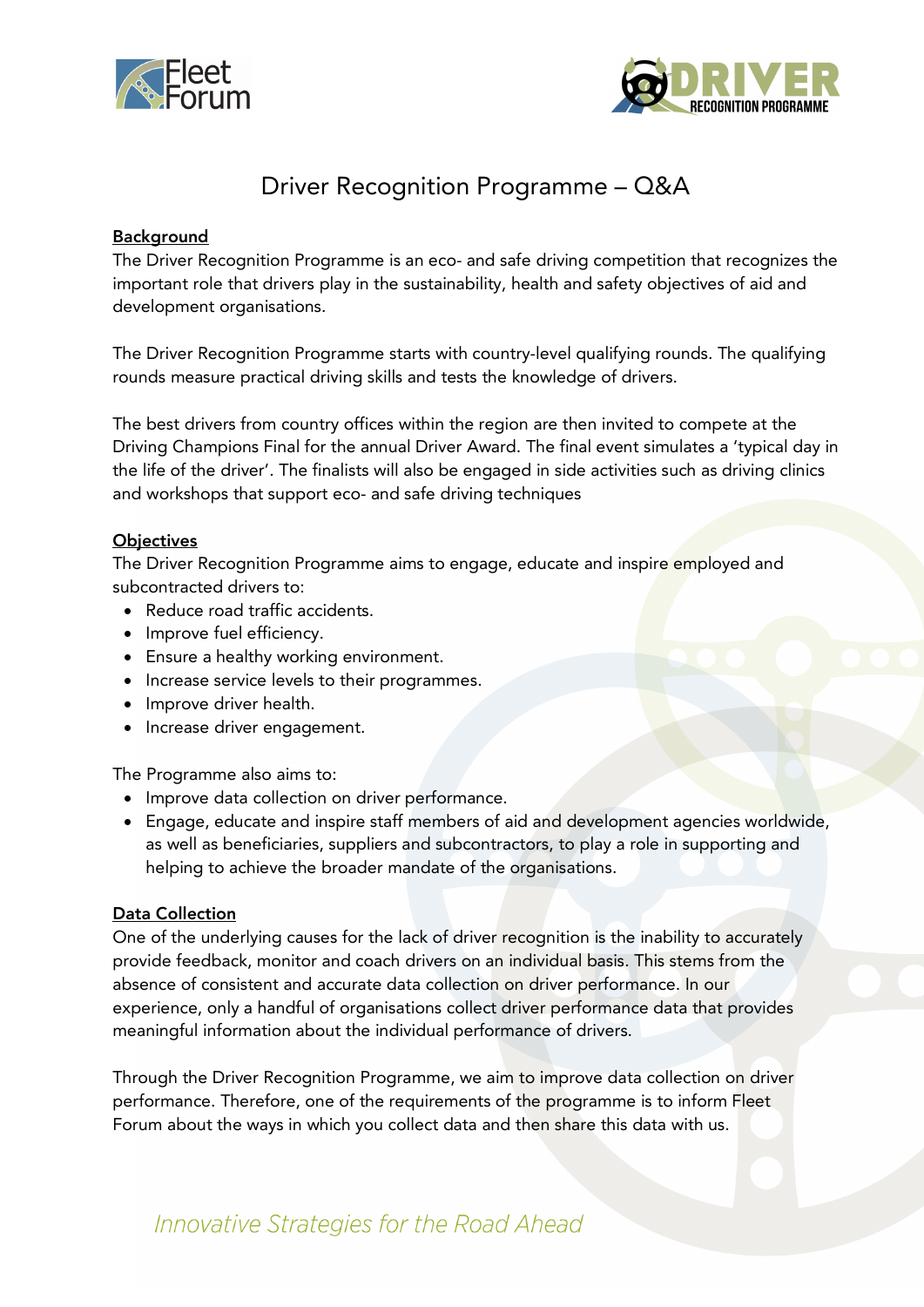# Driver Recognition Programme – Q&A

## Background

The Driver Recognition Programme is an eco- and safe driving competition that recognizes the important role that drivers play in the sustainability, health and safety objectives of aid and development organisations.

The Driver Recognition Programme starts with country-level qualifying rounds. The qualifying rounds measure practical driving skills and tests the knowledge of drivers.

The best drivers from country offices within the region are then invited to compete at the Driving Champions Final for the annual Driver Award. The final event simulates a 'typical day in the life of the driver'. The finalists will also be engaged in side activities such as driving clinics and workshops that support eco- and safe driving techniques

## Objectives

The Driver Recognition Programme aims to engage, educate and inspire employed and subcontracted drivers to:

- Reduce road traffic accidents.
- Improve fuel efficiency.
- Ensure a healthy working environment.
- Increase service levels to their programmes.
- Improve driver health.
- Increase driver engagement.

The Programme also aims to:

- Improve data collection on driver performance.
- Engage, educate and inspire staff members of aid and development agencies worldwide, as well as beneficiaries, suppliers and subcontractors, to play a role in supporting and helping to achieve the broader mandate of the organisations.

## Data Collection

One of the underlying causes for the lack of driver recognition is the inability to accurately provide feedback, monitor and coach drivers on an individual basis. This stems from the absence of consistent and accurate data collection on driver performance. In our experience, only a handful of organisations collect driver performance data that provides meaningful information about the individual performance of drivers.

Through the Driver Recognition Programme, we aim to improve data collection on driver performance. Therefore, one of the requirements of the programme is to inform Fleet Forum about the ways in which you collect data and then share this data with us.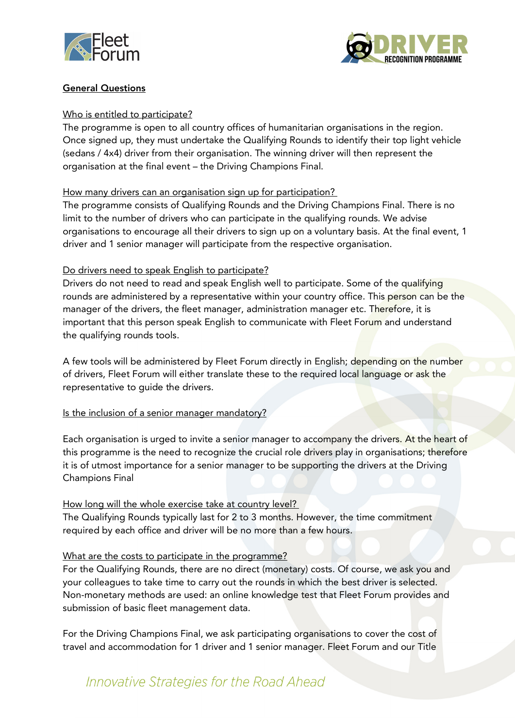## General Questions

### Who is entitled to participate?

The programme is open to all country offices of humanitarian organisations in the region. Once signed up, they must undertake the Qualifying Rounds to identify their top light vehicle (sedans / 4x4) driver from their organisation. The winning driver will then represent the organisation at the final event – the Driving Champions Final.

### How many drivers can an organisation sign up for participation?

The programme consists of Qualifying Rounds and the Driving Champions Final. There is no limit to the number of drivers who can participate in the qualifying rounds. We advise organisations to encourage all their drivers to sign up on a voluntary basis. At the final event, 1 driver and 1 senior manager will participate from the respective organisation.

### Do drivers need to speak English to participate?

Drivers do not need to read and speak English well to participate. Some of the qualifying rounds are administered by a representative within your country office. This person can be the manager of the drivers, the fleet manager, administration manager etc. Therefore, it is important that this person speak English to communicate with Fleet Forum and understand the qualifying rounds tools.

A few tools will be administered by Fleet Forum directly in English; depending on the number of drivers, Fleet Forum will either translate these to the required local language or ask the representative to guide the drivers.

### Is the inclusion of a senior manager mandatory?

Each organisation is urged to invite a senior manager to accompany the drivers. At the heart of this programme is the need to recognize the crucial role drivers play in organisations; therefore it is of utmost importance for a senior manager to be supporting the drivers at the Driving Champions Final

### How long will the whole exercise take at country level?

The Qualifying Rounds typically last for 2 to 3 months. However, the time commitment required by each office and driver will be no more than a few hours.

### What are the costs to participate in the programme?

For the Qualifying Rounds, there are no direct (monetary) costs. Of course, we ask you and your colleagues to take time to carry out the rounds in which the best driver is selected. Non-monetary methods are used: an online knowledge test that Fleet Forum provides and submission of basic fleet management data.

For the Driving Champions Final, we ask participating organisations to cover the cost of travel and accommodation for 1 driver and 1 senior manager. Fleet Forum and our Title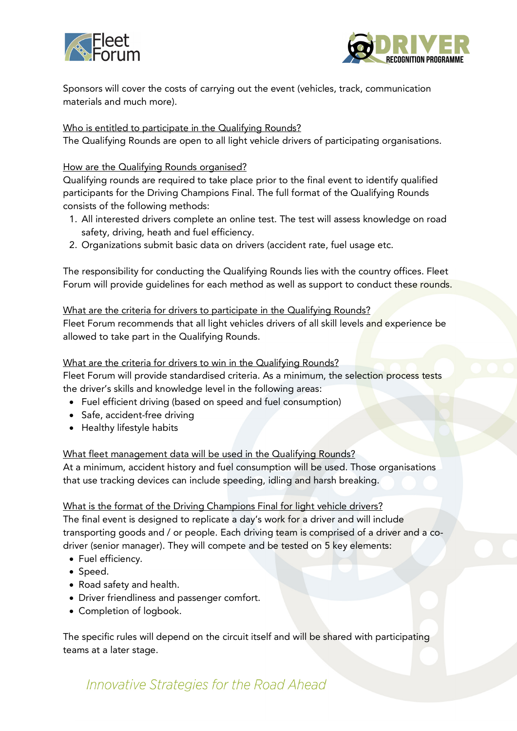Sponsors will cover the costs of carrying out the event (vehicles, track, communication materials and much more).

Who is entitled to participate in the Qualifying Rounds?

The Qualifying Rounds are open to all light vehicle drivers of participating organisations.

How are the Qualifying Rounds organised?

Qualifying rounds are required to take place prior to the final event to identify qualified participants for the Driving Champions Final. The full format of the Qualifying Rounds consists of the following methods:

1. All interested drivers complete an online test. The test will assess knowledge on road safety, driving, heath and fuel efficiency.
2. Organizations submit basic data on drivers (accident rate, fuel usage etc.

The responsibility for conducting the Qualifying Rounds lies with the country offices. Fleet Forum will provide guidelines for each method as well as support to conduct these rounds.

What are the criteria for drivers to participate in the Qualifying Rounds?

Fleet Forum recommends that all light vehicles drivers of all skill levels and experience be allowed to take part in the Qualifying Rounds.

What are the criteria for drivers to win in the Qualifying Rounds?

Fleet Forum will provide standardised criteria. As a minimum, the selection process tests the driver's skills and knowledge level in the following areas:

- Fuel efficient driving (based on speed and fuel consumption)
- Safe, accident-free driving
- Healthy lifestyle habits

What fleet management data will be used in the Qualifying Rounds?

At a minimum, accident history and fuel consumption will be used. Those organisations that use tracking devices can include speeding, idling and harsh breaking.

What is the format of the Driving Champions Final for light vehicle drivers?

The final event is designed to replicate a day's work for a driver and will include transporting goods and / or people. Each driving team is comprised of a driver and a co-driver (senior manager). They will compete and be tested on 5 key elements:

- Fuel efficiency.
- Speed.
- Road safety and health.
- Driver friendliness and passenger comfort.
- Completion of logbook.

The specific rules will depend on the circuit itself and will be shared with participating teams at a later stage.